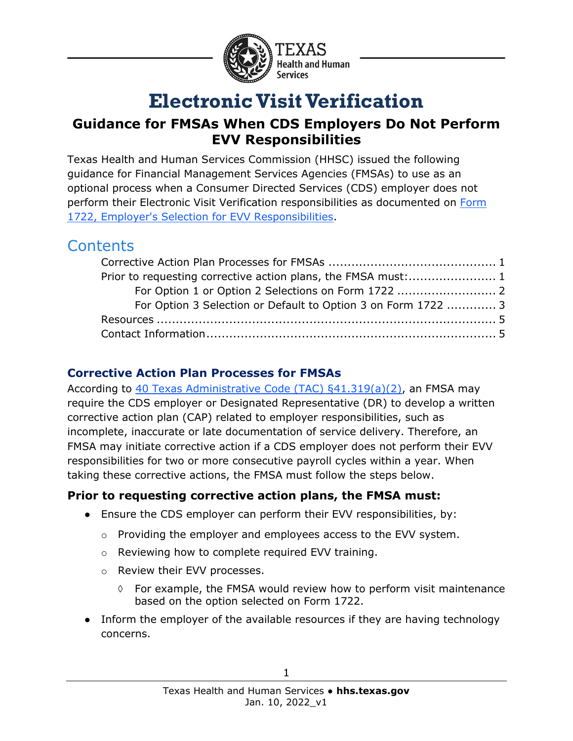# Electronic Visit Verification

## Guidance for FMSAs When CDS Employers Do Not Perform EVV Responsibilities

Texas Health and Human Services Commission (HHSC) issued the following guidance for Financial Management Services Agencies (FMSAs) to use as an optional process when a Consumer Directed Services (CDS) employer does not perform their Electronic Visit Verification responsibilities as documented on [Form 1722, Employer's Selection for EVV Responsibilities](#).

## Contents

- Corrective Action Plan Processes for FMSAs ........................................... 1
- Prior to requesting corrective action plans, the FMSA must:....................... 1
  - For Option 1 or Option 2 Selections on Form 1722 ......................... 2
  - For Option 3 Selection or Default to Option 3 on Form 1722 ............ 3
- Resources ........................................................................................ 5
- Contact Information........................................................................... 5

### Corrective Action Plan Processes for FMSAs

According to [40 Texas Administrative Code (TAC) §41.319(a)(2)](#), an FMSA may require the CDS employer or Designated Representative (DR) to develop a written corrective action plan (CAP) related to employer responsibilities, such as incomplete, inaccurate or late documentation of service delivery. Therefore, an FMSA may initiate corrective action if a CDS employer does not perform their EVV responsibilities for two or more consecutive payroll cycles within a year. When taking these corrective actions, the FMSA must follow the steps below.

**Prior to requesting corrective action plans, the FMSA must:**

- Ensure the CDS employer can perform their EVV responsibilities, by:
  - Providing the employer and employees access to the EVV system.
  - Reviewing how to complete required EVV training.
  - Review their EVV processes.
    - For example, the FMSA would review how to perform visit maintenance based on the option selected on Form 1722.
- Inform the employer of the available resources if they are having technology concerns.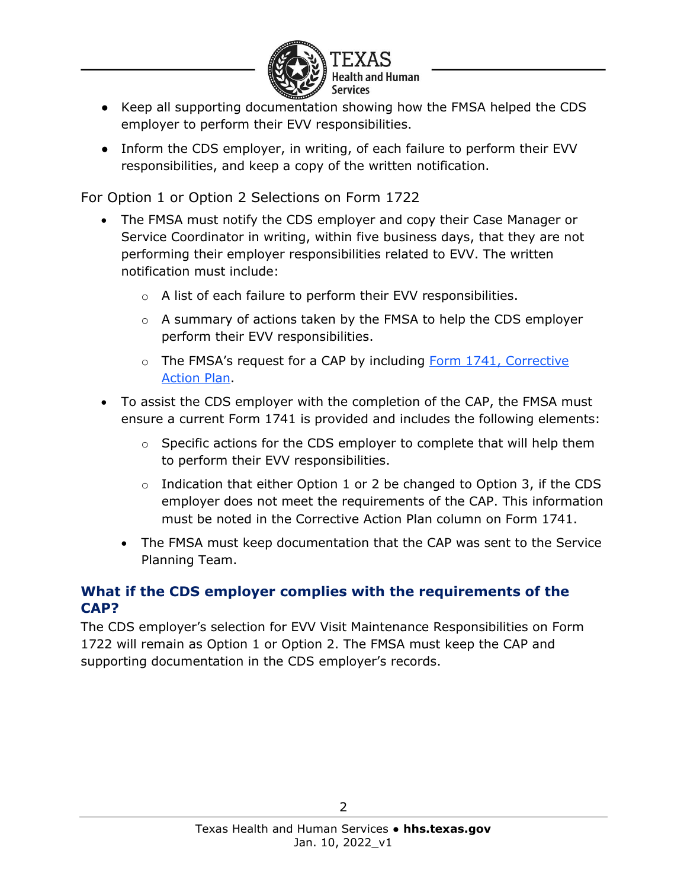- Keep all supporting documentation showing how the FMSA helped the CDS employer to perform their EVV responsibilities.
- Inform the CDS employer, in writing, of each failure to perform their EVV responsibilities, and keep a copy of the written notification.

For Option 1 or Option 2 Selections on Form 1722

- The FMSA must notify the CDS employer and copy their Case Manager or Service Coordinator in writing, within five business days, that they are not performing their employer responsibilities related to EVV. The written notification must include:
  - A list of each failure to perform their EVV responsibilities.
  - A summary of actions taken by the FMSA to help the CDS employer perform their EVV responsibilities.
  - The FMSA's request for a CAP by including [Form 1741, Corrective Action Plan](https://www.hhs.texas.gov/regulations/forms/1000-1999/form-1741-corrective-action-plan).
- To assist the CDS employer with the completion of the CAP, the FMSA must ensure a current Form 1741 is provided and includes the following elements:
  - Specific actions for the CDS employer to complete that will help them to perform their EVV responsibilities.
  - Indication that either Option 1 or 2 be changed to Option 3, if the CDS employer does not meet the requirements of the CAP. This information must be noted in the Corrective Action Plan column on Form 1741.
  - The FMSA must keep documentation that the CAP was sent to the Service Planning Team.

## What if the CDS employer complies with the requirements of the CAP?

The CDS employer's selection for EVV Visit Maintenance Responsibilities on Form 1722 will remain as Option 1 or Option 2. The FMSA must keep the CAP and supporting documentation in the CDS employer's records.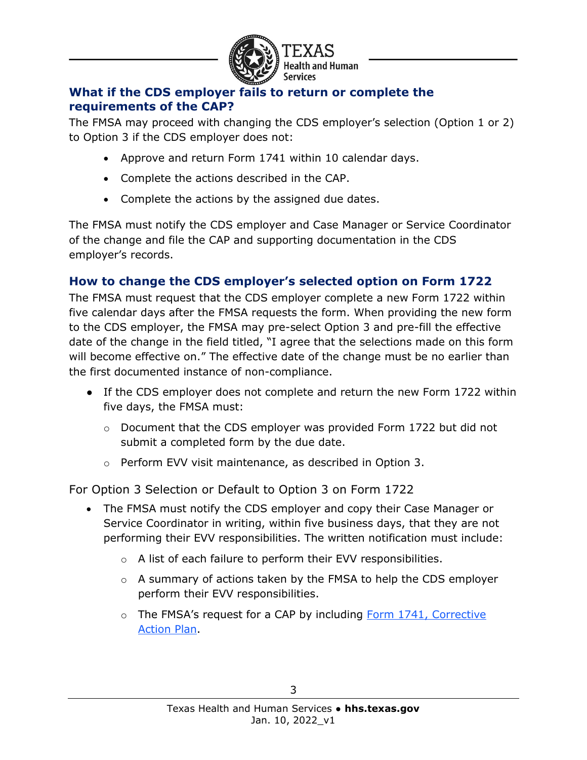### What if the CDS employer fails to return or complete the requirements of the CAP?

The FMSA may proceed with changing the CDS employer's selection (Option 1 or 2) to Option 3 if the CDS employer does not:

- Approve and return Form 1741 within 10 calendar days.
- Complete the actions described in the CAP.
- Complete the actions by the assigned due dates.

The FMSA must notify the CDS employer and Case Manager or Service Coordinator of the change and file the CAP and supporting documentation in the CDS employer's records.

### How to change the CDS employer's selected option on Form 1722

The FMSA must request that the CDS employer complete a new Form 1722 within five calendar days after the FMSA requests the form. When providing the new form to the CDS employer, the FMSA may pre-select Option 3 and pre-fill the effective date of the change in the field titled, "I agree that the selections made on this form will become effective on." The effective date of the change must be no earlier than the first documented instance of non-compliance.

- If the CDS employer does not complete and return the new Form 1722 within five days, the FMSA must:
  - Document that the CDS employer was provided Form 1722 but did not submit a completed form by the due date.
  - Perform EVV visit maintenance, as described in Option 3.

#### For Option 3 Selection or Default to Option 3 on Form 1722

- The FMSA must notify the CDS employer and copy their Case Manager or Service Coordinator in writing, within five business days, that they are not performing their EVV responsibilities. The written notification must include:
  - A list of each failure to perform their EVV responsibilities.
  - A summary of actions taken by the FMSA to help the CDS employer perform their EVV responsibilities.
  - The FMSA's request for a CAP by including Form 1741, Corrective Action Plan.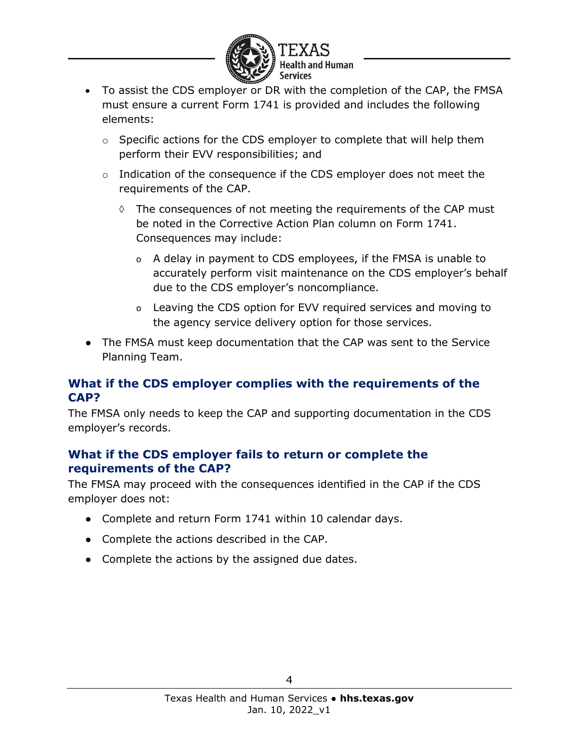- To assist the CDS employer or DR with the completion of the CAP, the FMSA must ensure a current Form 1741 is provided and includes the following elements:
  - Specific actions for the CDS employer to complete that will help them perform their EVV responsibilities; and
  - Indication of the consequence if the CDS employer does not meet the requirements of the CAP.
    - The consequences of not meeting the requirements of the CAP must be noted in the Corrective Action Plan column on Form 1741. Consequences may include:
      - A delay in payment to CDS employees, if the FMSA is unable to accurately perform visit maintenance on the CDS employer's behalf due to the CDS employer's noncompliance.
      - Leaving the CDS option for EVV required services and moving to the agency service delivery option for those services.
- The FMSA must keep documentation that the CAP was sent to the Service Planning Team.

### What if the CDS employer complies with the requirements of the CAP?

The FMSA only needs to keep the CAP and supporting documentation in the CDS employer's records.

### What if the CDS employer fails to return or complete the requirements of the CAP?

The FMSA may proceed with the consequences identified in the CAP if the CDS employer does not:

- Complete and return Form 1741 within 10 calendar days.
- Complete the actions described in the CAP.
- Complete the actions by the assigned due dates.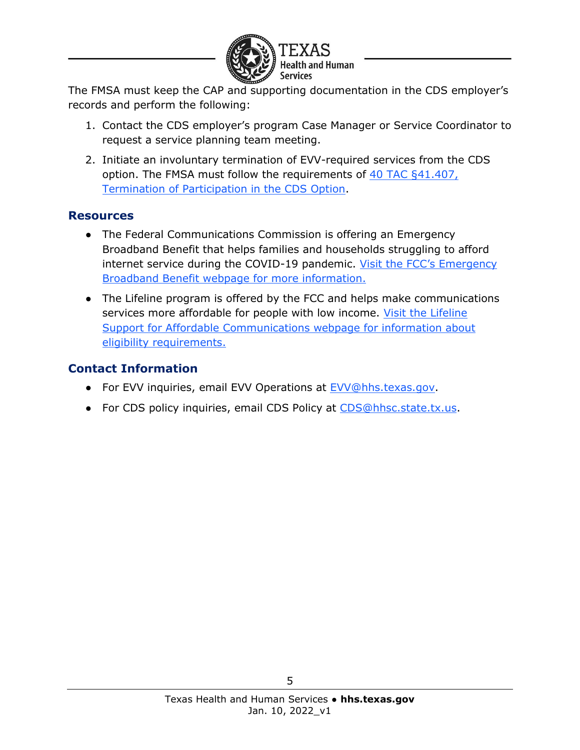The FMSA must keep the CAP and supporting documentation in the CDS employer's records and perform the following:

1. Contact the CDS employer's program Case Manager or Service Coordinator to request a service planning team meeting.
2. Initiate an involuntary termination of EVV-required services from the CDS option. The FMSA must follow the requirements of 40 TAC §41.407, Termination of Participation in the CDS Option.

## Resources

- The Federal Communications Commission is offering an Emergency Broadband Benefit that helps families and households struggling to afford internet service during the COVID-19 pandemic. Visit the FCC's Emergency Broadband Benefit webpage for more information.
- The Lifeline program is offered by the FCC and helps make communications services more affordable for people with low income. Visit the Lifeline Support for Affordable Communications webpage for information about eligibility requirements.

## Contact Information

- For EVV inquiries, email EVV Operations at EVV@hhs.texas.gov.
- For CDS policy inquiries, email CDS Policy at CDS@hhsc.state.tx.us.